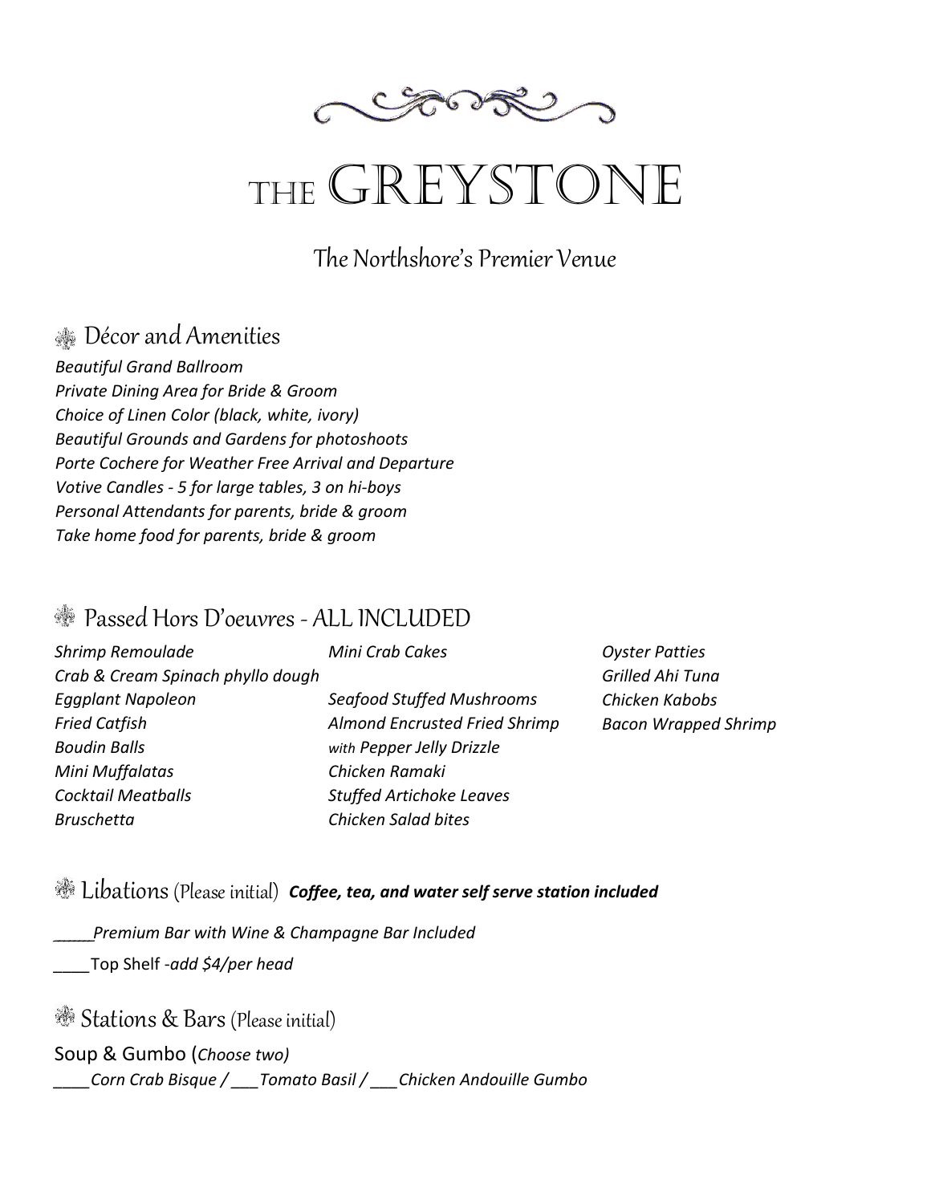# THE GREYSTONE

The Northshore's Premier Venue

## Décor and Amenities

*Beautiful Grand Ballroom*
*Private Dining Area for Bride & Groom*
*Choice of Linen Color (black, white, ivory)*
*Beautiful Grounds and Gardens for photoshoots*
*Porte Cochere for Weather Free Arrival and Departure*
*Votive Candles - 5 for large tables, 3 on hi-boys*
*Personal Attendants for parents, bride & groom*
*Take home food for parents, bride & groom*

## Passed Hors D'oeuvres - ALL INCLUDED

*Shrimp Remoulade*
*Crab & Cream Spinach phyllo dough*
*Eggplant Napoleon*
*Fried Catfish*
*Boudin Balls*
*Mini Muffalatas*
*Cocktail Meatballs*
*Bruschetta*
*Mini Crab Cakes*
*Seafood Stuffed Mushrooms*
*Almond Encrusted Fried Shrimp with Pepper Jelly Drizzle*
*Chicken Ramaki*
*Stuffed Artichoke Leaves*
*Chicken Salad bites*
*Oyster Patties*
*Grilled Ahi Tuna*
*Chicken Kabobs*
*Bacon Wrapped Shrimp*

## Libations (Please initial) ***Coffee, tea, and water self serve station included***

_____*Premium Bar with Wine & Champagne Bar Included*

____Top Shelf -*add $4/per head*

## Stations & Bars (Please initial)

Soup & Gumbo (*Choose two)*

____*Corn Crab Bisque* / ___*Tomato Basil* / ___*Chicken Andouille Gumbo*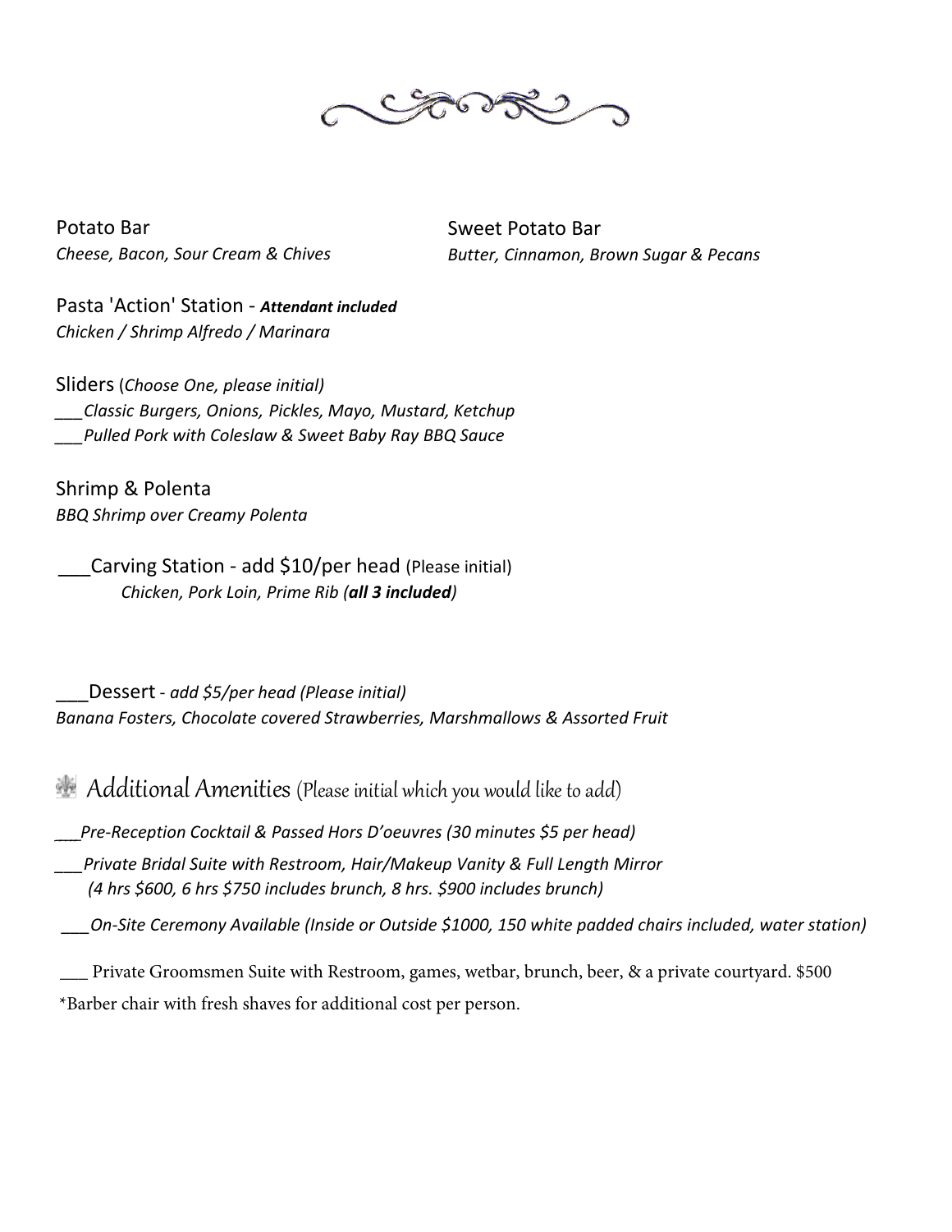Potato Bar
*Cheese, Bacon, Sour Cream & Chives*

Sweet Potato Bar
*Butter, Cinnamon, Brown Sugar & Pecans*

Pasta 'Action' Station - ***Attendant included***
*Chicken / Shrimp Alfredo / Marinara*

Sliders (*Choose One, please initial)*
*___Classic Burgers, Onions, Pickles, Mayo, Mustard, Ketchup*
*___Pulled Pork with Coleslaw & Sweet Baby Ray BBQ Sauce*

Shrimp & Polenta
*BBQ Shrimp over Creamy Polenta*

___Carving Station - add $10/per head (Please initial)
*Chicken, Pork Loin, Prime Rib (**all 3 included**)*

___Dessert - *add $5/per head (Please initial)*
*Banana Fosters, Chocolate covered Strawberries, Marshmallows & Assorted Fruit*

## Additional Amenities (Please initial which you would like to add)

*___Pre-Reception Cocktail & Passed Hors D'oeuvres (30 minutes $5 per head)*

*___Private Bridal Suite with Restroom, Hair/Makeup Vanity & Full Length Mirror (4 hrs $600, 6 hrs $750 includes brunch, 8 hrs. $900 includes brunch)*

*___On-Site Ceremony Available (Inside or Outside $1000, 150 white padded chairs included, water station)*

___ Private Groomsmen Suite with Restroom, games, wetbar, brunch, beer, & a private courtyard. $500
*Barber chair with fresh shaves for additional cost per person.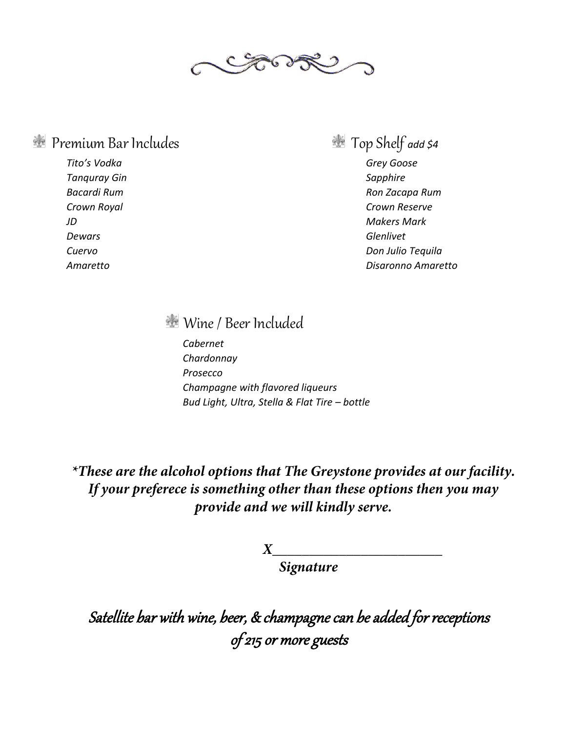## Premium Bar Includes

*Tito's Vodka*
*Tanquray Gin*
*Bacardi Rum*
*Crown Royal*
*JD*
*Dewars*
*Cuervo*
*Amaretto*

## Top Shelf *add $4*

*Grey Goose*
*Sapphire*
*Ron Zacapa Rum*
*Crown Reserve*
*Makers Mark*
*Glenlivet*
*Don Julio Tequila*
*Disaronno Amaretto*

## Wine / Beer Included

*Cabernet*
*Chardonnay*
*Prosecco*
*Champagne with flavored liqueurs*
*Bud Light, Ultra, Stella & Flat Tire – bottle*

***These are the alcohol options that The Greystone provides at our facility. If your preferece is something other than these options then you may provide and we will kindly serve.***

***X___________________________***
***Signature***

*Satellite bar with wine, beer, & champagne can be added for receptions of 215 or more guests*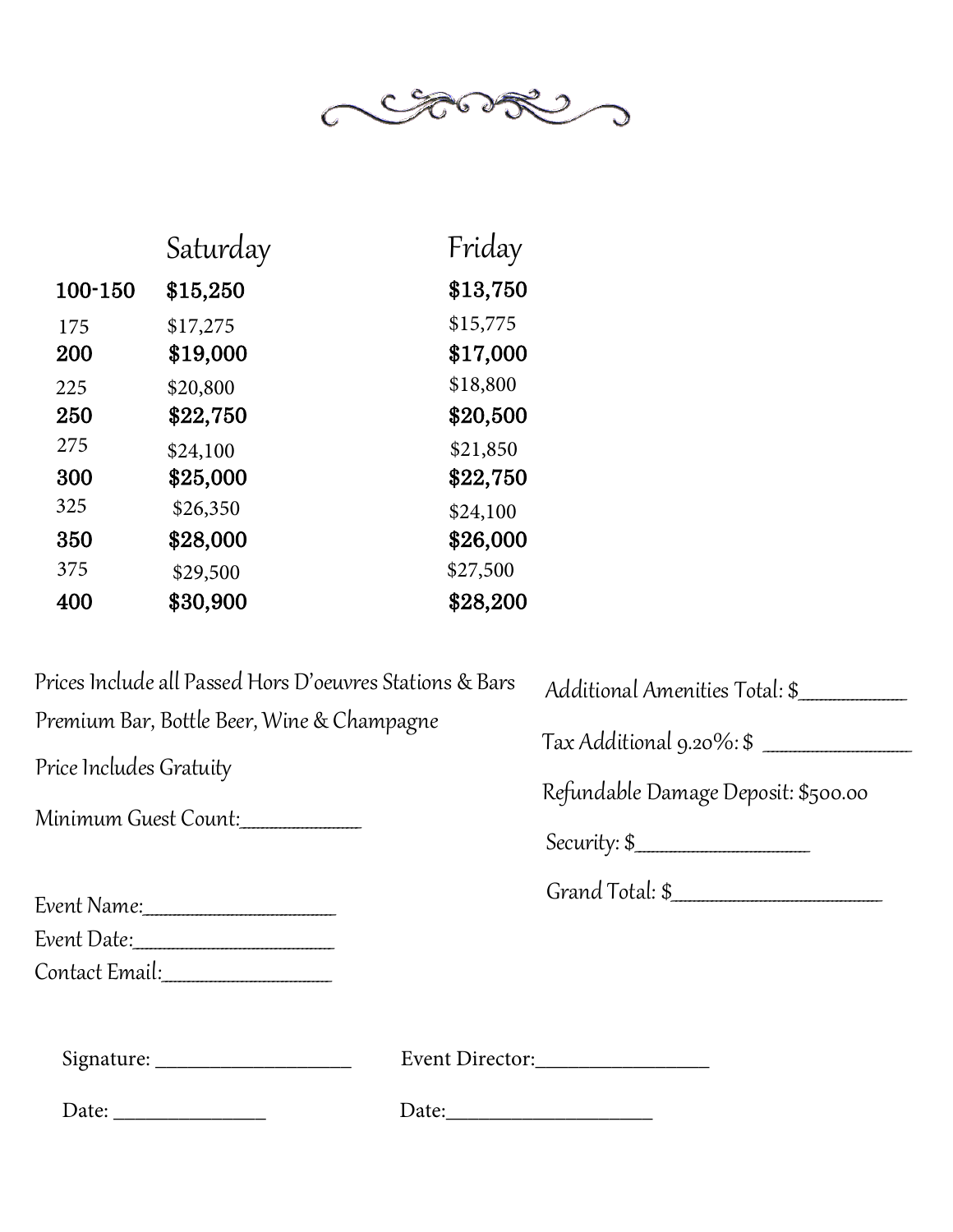| | Saturday | Friday |
|---|---|---|
| **100-150** | **$15,250** | **$13,750** |
| 175 | $17,275 | $15,775 |
| **200** | **$19,000** | **$17,000** |
| 225 | $20,800 | $18,800 |
| **250** | **$22,750** | **$20,500** |
| 275 | $24,100 | $21,850 |
| **300** | **$25,000** | **$22,750** |
| 325 | $26,350 | $24,100 |
| **350** | **$28,000** | **$26,000** |
| 375 | $29,500 | $27,500 |
| **400** | **$30,900** | **$28,200** |

Prices Include all Passed Hors D'oeuvres Stations & Bars

Premium Bar, Bottle Beer, Wine & Champagne

Price Includes Gratuity

Minimum Guest Count:_____________

Event Name:______________________

Event Date:______________________

Contact Email:____________________

Additional Amenities Total: $___________

Tax Additional 9.20%: $ ________________

Refundable Damage Deposit: $500.00

Security: $__________________

Grand Total: $_______________________

Signature: ____________________ Event Director:_________________

Date: _______________ Date:_____________________